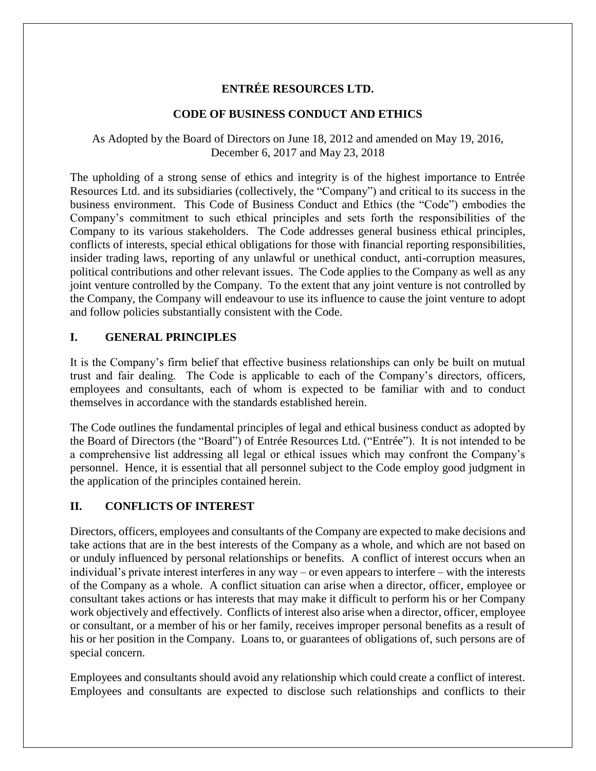# ENTRÉE RESOURCES LTD.

## CODE OF BUSINESS CONDUCT AND ETHICS

As Adopted by the Board of Directors on June 18, 2012 and amended on May 19, 2016, December 6, 2017 and May 23, 2018

The upholding of a strong sense of ethics and integrity is of the highest importance to Entrée Resources Ltd. and its subsidiaries (collectively, the "Company") and critical to its success in the business environment. This Code of Business Conduct and Ethics (the "Code") embodies the Company's commitment to such ethical principles and sets forth the responsibilities of the Company to its various stakeholders. The Code addresses general business ethical principles, conflicts of interests, special ethical obligations for those with financial reporting responsibilities, insider trading laws, reporting of any unlawful or unethical conduct, anti-corruption measures, political contributions and other relevant issues. The Code applies to the Company as well as any joint venture controlled by the Company. To the extent that any joint venture is not controlled by the Company, the Company will endeavour to use its influence to cause the joint venture to adopt and follow policies substantially consistent with the Code.

## I. GENERAL PRINCIPLES

It is the Company's firm belief that effective business relationships can only be built on mutual trust and fair dealing. The Code is applicable to each of the Company's directors, officers, employees and consultants, each of whom is expected to be familiar with and to conduct themselves in accordance with the standards established herein.

The Code outlines the fundamental principles of legal and ethical business conduct as adopted by the Board of Directors (the "Board") of Entrée Resources Ltd. ("Entrée"). It is not intended to be a comprehensive list addressing all legal or ethical issues which may confront the Company's personnel. Hence, it is essential that all personnel subject to the Code employ good judgment in the application of the principles contained herein.

## II. CONFLICTS OF INTEREST

Directors, officers, employees and consultants of the Company are expected to make decisions and take actions that are in the best interests of the Company as a whole, and which are not based on or unduly influenced by personal relationships or benefits. A conflict of interest occurs when an individual's private interest interferes in any way – or even appears to interfere – with the interests of the Company as a whole. A conflict situation can arise when a director, officer, employee or consultant takes actions or has interests that may make it difficult to perform his or her Company work objectively and effectively. Conflicts of interest also arise when a director, officer, employee or consultant, or a member of his or her family, receives improper personal benefits as a result of his or her position in the Company. Loans to, or guarantees of obligations of, such persons are of special concern.

Employees and consultants should avoid any relationship which could create a conflict of interest. Employees and consultants are expected to disclose such relationships and conflicts to their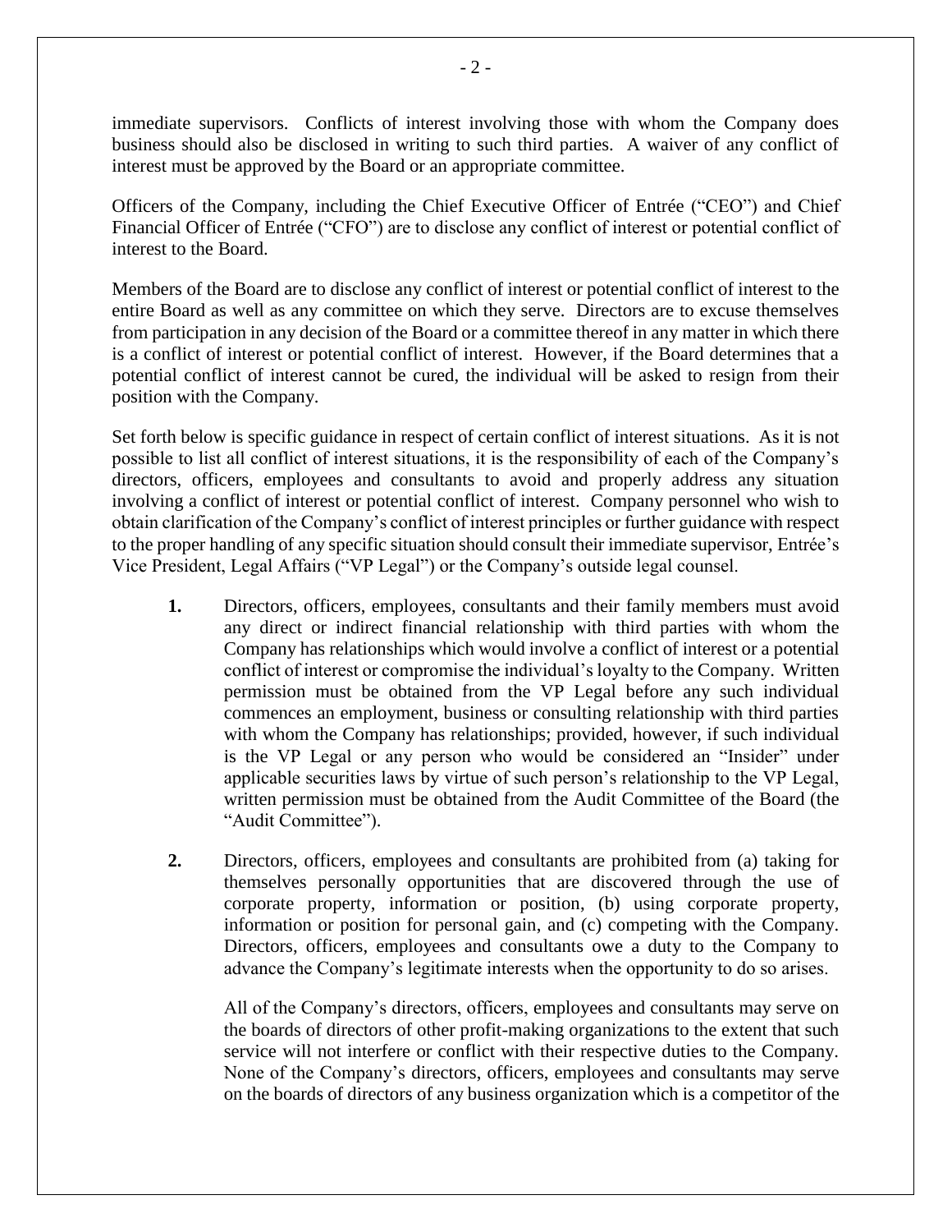immediate supervisors. Conflicts of interest involving those with whom the Company does business should also be disclosed in writing to such third parties. A waiver of any conflict of interest must be approved by the Board or an appropriate committee.

Officers of the Company, including the Chief Executive Officer of Entrée ("CEO") and Chief Financial Officer of Entrée ("CFO") are to disclose any conflict of interest or potential conflict of interest to the Board.

Members of the Board are to disclose any conflict of interest or potential conflict of interest to the entire Board as well as any committee on which they serve. Directors are to excuse themselves from participation in any decision of the Board or a committee thereof in any matter in which there is a conflict of interest or potential conflict of interest. However, if the Board determines that a potential conflict of interest cannot be cured, the individual will be asked to resign from their position with the Company.

Set forth below is specific guidance in respect of certain conflict of interest situations. As it is not possible to list all conflict of interest situations, it is the responsibility of each of the Company's directors, officers, employees and consultants to avoid and properly address any situation involving a conflict of interest or potential conflict of interest. Company personnel who wish to obtain clarification of the Company's conflict of interest principles or further guidance with respect to the proper handling of any specific situation should consult their immediate supervisor, Entrée's Vice President, Legal Affairs ("VP Legal") or the Company's outside legal counsel.

**1.** Directors, officers, employees, consultants and their family members must avoid any direct or indirect financial relationship with third parties with whom the Company has relationships which would involve a conflict of interest or a potential conflict of interest or compromise the individual's loyalty to the Company. Written permission must be obtained from the VP Legal before any such individual commences an employment, business or consulting relationship with third parties with whom the Company has relationships; provided, however, if such individual is the VP Legal or any person who would be considered an "Insider" under applicable securities laws by virtue of such person's relationship to the VP Legal, written permission must be obtained from the Audit Committee of the Board (the "Audit Committee").

**2.** Directors, officers, employees and consultants are prohibited from (a) taking for themselves personally opportunities that are discovered through the use of corporate property, information or position, (b) using corporate property, information or position for personal gain, and (c) competing with the Company. Directors, officers, employees and consultants owe a duty to the Company to advance the Company's legitimate interests when the opportunity to do so arises.

All of the Company's directors, officers, employees and consultants may serve on the boards of directors of other profit-making organizations to the extent that such service will not interfere or conflict with their respective duties to the Company. None of the Company's directors, officers, employees and consultants may serve on the boards of directors of any business organization which is a competitor of the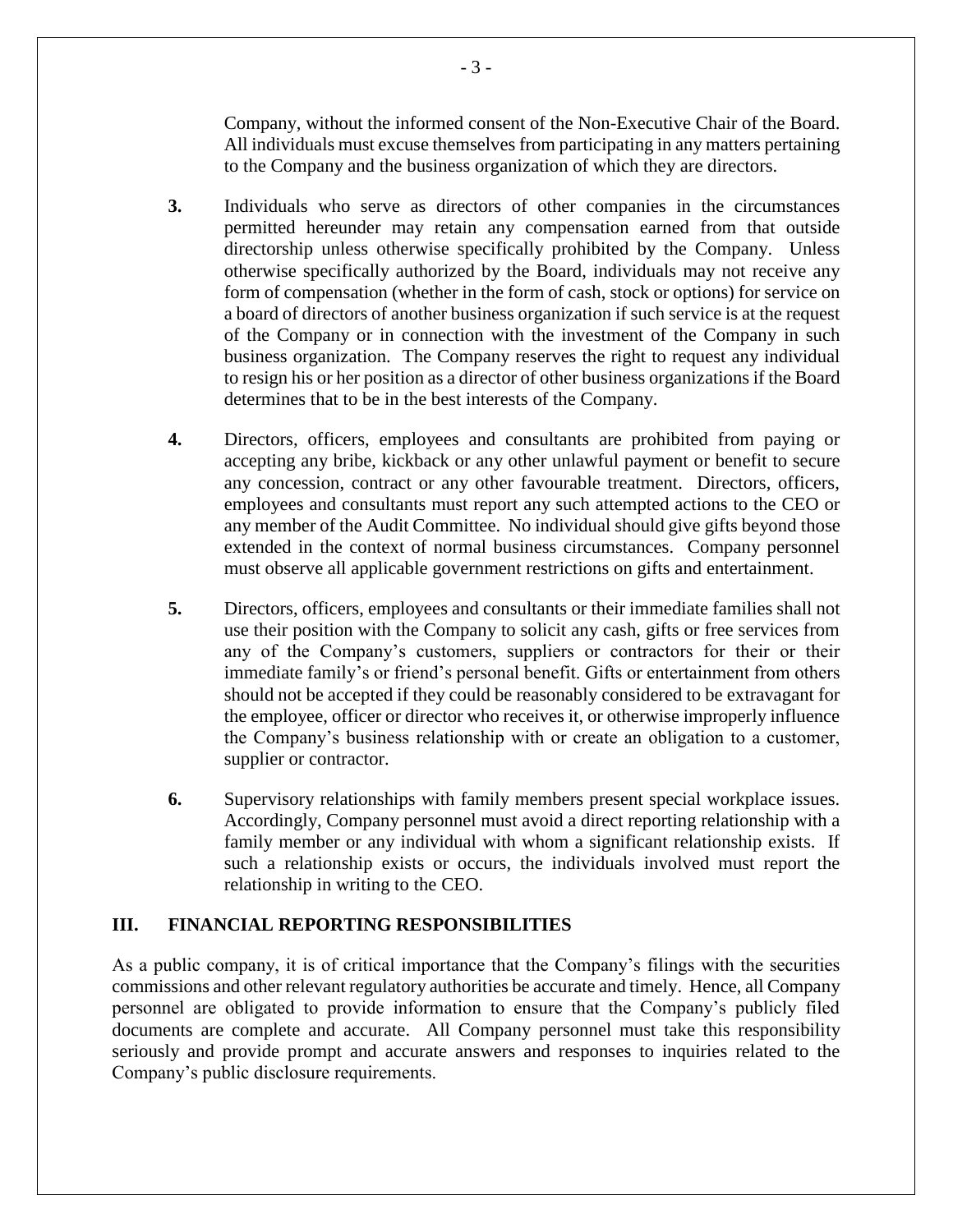Company, without the informed consent of the Non-Executive Chair of the Board. All individuals must excuse themselves from participating in any matters pertaining to the Company and the business organization of which they are directors.

**3.** Individuals who serve as directors of other companies in the circumstances permitted hereunder may retain any compensation earned from that outside directorship unless otherwise specifically prohibited by the Company. Unless otherwise specifically authorized by the Board, individuals may not receive any form of compensation (whether in the form of cash, stock or options) for service on a board of directors of another business organization if such service is at the request of the Company or in connection with the investment of the Company in such business organization. The Company reserves the right to request any individual to resign his or her position as a director of other business organizations if the Board determines that to be in the best interests of the Company.

**4.** Directors, officers, employees and consultants are prohibited from paying or accepting any bribe, kickback or any other unlawful payment or benefit to secure any concession, contract or any other favourable treatment. Directors, officers, employees and consultants must report any such attempted actions to the CEO or any member of the Audit Committee. No individual should give gifts beyond those extended in the context of normal business circumstances. Company personnel must observe all applicable government restrictions on gifts and entertainment.

**5.** Directors, officers, employees and consultants or their immediate families shall not use their position with the Company to solicit any cash, gifts or free services from any of the Company's customers, suppliers or contractors for their or their immediate family's or friend's personal benefit. Gifts or entertainment from others should not be accepted if they could be reasonably considered to be extravagant for the employee, officer or director who receives it, or otherwise improperly influence the Company's business relationship with or create an obligation to a customer, supplier or contractor.

**6.** Supervisory relationships with family members present special workplace issues. Accordingly, Company personnel must avoid a direct reporting relationship with a family member or any individual with whom a significant relationship exists. If such a relationship exists or occurs, the individuals involved must report the relationship in writing to the CEO.

## III. FINANCIAL REPORTING RESPONSIBILITIES

As a public company, it is of critical importance that the Company's filings with the securities commissions and other relevant regulatory authorities be accurate and timely. Hence, all Company personnel are obligated to provide information to ensure that the Company's publicly filed documents are complete and accurate. All Company personnel must take this responsibility seriously and provide prompt and accurate answers and responses to inquiries related to the Company's public disclosure requirements.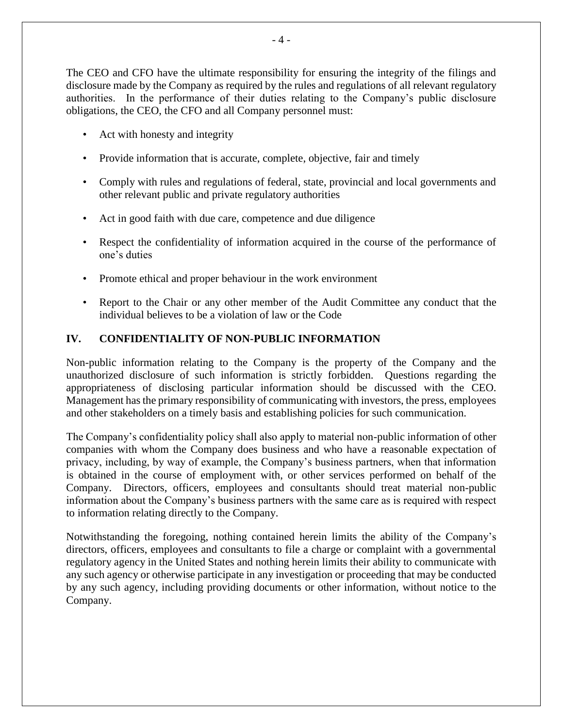The CEO and CFO have the ultimate responsibility for ensuring the integrity of the filings and disclosure made by the Company as required by the rules and regulations of all relevant regulatory authorities. In the performance of their duties relating to the Company's public disclosure obligations, the CEO, the CFO and all Company personnel must:

- Act with honesty and integrity
- Provide information that is accurate, complete, objective, fair and timely
- Comply with rules and regulations of federal, state, provincial and local governments and other relevant public and private regulatory authorities
- Act in good faith with due care, competence and due diligence
- Respect the confidentiality of information acquired in the course of the performance of one's duties
- Promote ethical and proper behaviour in the work environment
- Report to the Chair or any other member of the Audit Committee any conduct that the individual believes to be a violation of law or the Code

## IV. CONFIDENTIALITY OF NON-PUBLIC INFORMATION

Non-public information relating to the Company is the property of the Company and the unauthorized disclosure of such information is strictly forbidden. Questions regarding the appropriateness of disclosing particular information should be discussed with the CEO. Management has the primary responsibility of communicating with investors, the press, employees and other stakeholders on a timely basis and establishing policies for such communication.

The Company's confidentiality policy shall also apply to material non-public information of other companies with whom the Company does business and who have a reasonable expectation of privacy, including, by way of example, the Company's business partners, when that information is obtained in the course of employment with, or other services performed on behalf of the Company. Directors, officers, employees and consultants should treat material non-public information about the Company's business partners with the same care as is required with respect to information relating directly to the Company.

Notwithstanding the foregoing, nothing contained herein limits the ability of the Company's directors, officers, employees and consultants to file a charge or complaint with a governmental regulatory agency in the United States and nothing herein limits their ability to communicate with any such agency or otherwise participate in any investigation or proceeding that may be conducted by any such agency, including providing documents or other information, without notice to the Company.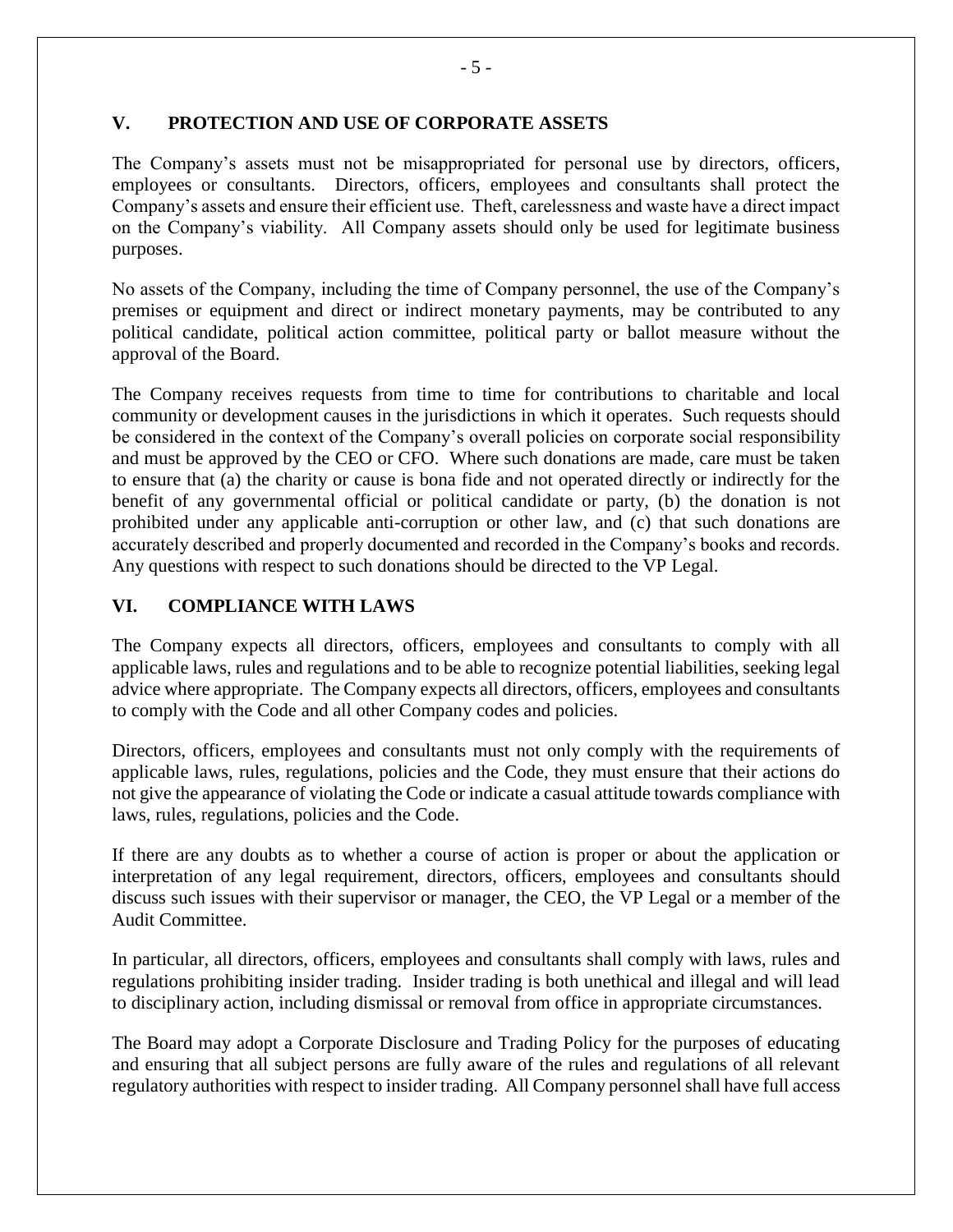## V. PROTECTION AND USE OF CORPORATE ASSETS

The Company's assets must not be misappropriated for personal use by directors, officers, employees or consultants. Directors, officers, employees and consultants shall protect the Company's assets and ensure their efficient use. Theft, carelessness and waste have a direct impact on the Company's viability. All Company assets should only be used for legitimate business purposes.

No assets of the Company, including the time of Company personnel, the use of the Company's premises or equipment and direct or indirect monetary payments, may be contributed to any political candidate, political action committee, political party or ballot measure without the approval of the Board.

The Company receives requests from time to time for contributions to charitable and local community or development causes in the jurisdictions in which it operates. Such requests should be considered in the context of the Company's overall policies on corporate social responsibility and must be approved by the CEO or CFO. Where such donations are made, care must be taken to ensure that (a) the charity or cause is bona fide and not operated directly or indirectly for the benefit of any governmental official or political candidate or party, (b) the donation is not prohibited under any applicable anti-corruption or other law, and (c) that such donations are accurately described and properly documented and recorded in the Company's books and records. Any questions with respect to such donations should be directed to the VP Legal.

## VI. COMPLIANCE WITH LAWS

The Company expects all directors, officers, employees and consultants to comply with all applicable laws, rules and regulations and to be able to recognize potential liabilities, seeking legal advice where appropriate. The Company expects all directors, officers, employees and consultants to comply with the Code and all other Company codes and policies.

Directors, officers, employees and consultants must not only comply with the requirements of applicable laws, rules, regulations, policies and the Code, they must ensure that their actions do not give the appearance of violating the Code or indicate a casual attitude towards compliance with laws, rules, regulations, policies and the Code.

If there are any doubts as to whether a course of action is proper or about the application or interpretation of any legal requirement, directors, officers, employees and consultants should discuss such issues with their supervisor or manager, the CEO, the VP Legal or a member of the Audit Committee.

In particular, all directors, officers, employees and consultants shall comply with laws, rules and regulations prohibiting insider trading. Insider trading is both unethical and illegal and will lead to disciplinary action, including dismissal or removal from office in appropriate circumstances.

The Board may adopt a Corporate Disclosure and Trading Policy for the purposes of educating and ensuring that all subject persons are fully aware of the rules and regulations of all relevant regulatory authorities with respect to insider trading. All Company personnel shall have full access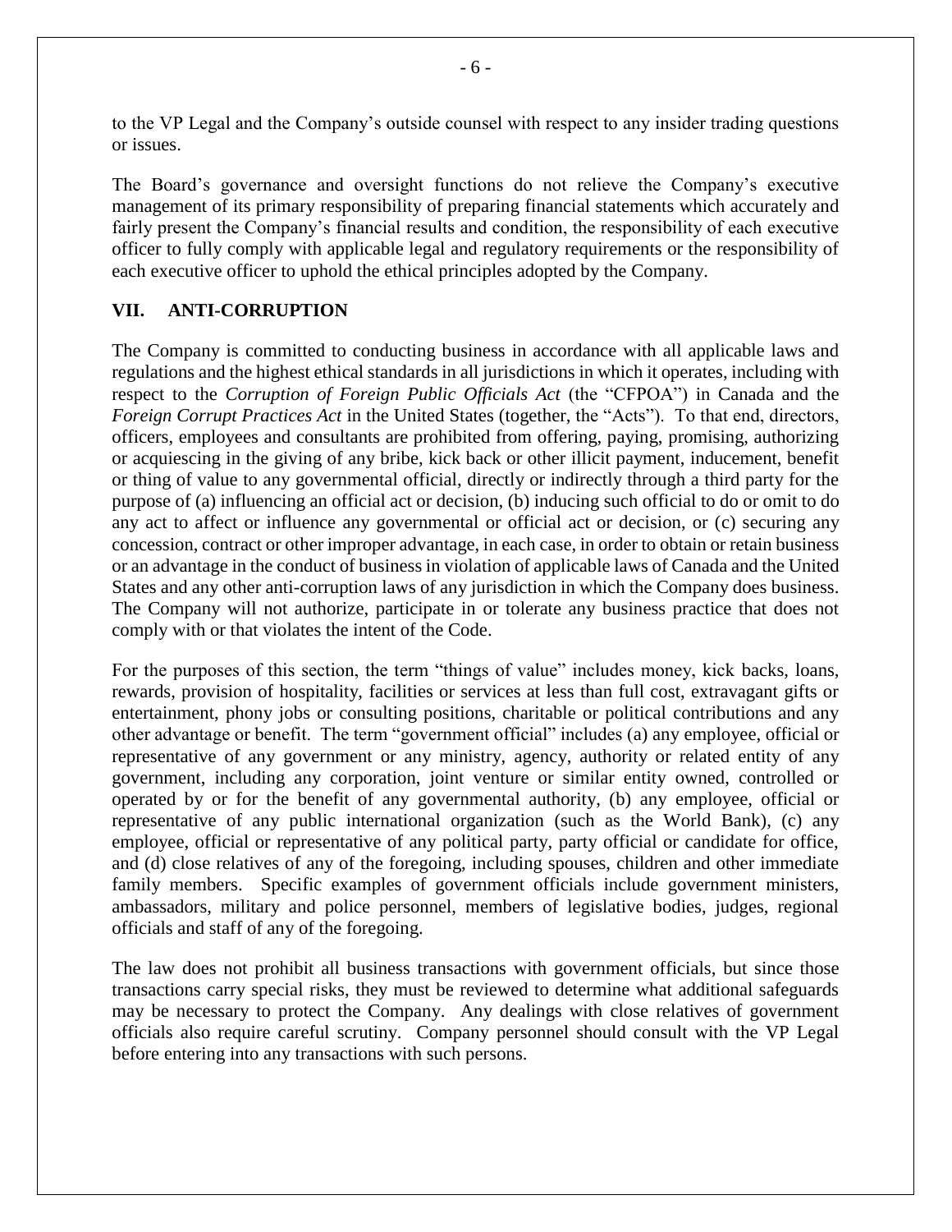to the VP Legal and the Company's outside counsel with respect to any insider trading questions or issues.

The Board's governance and oversight functions do not relieve the Company's executive management of its primary responsibility of preparing financial statements which accurately and fairly present the Company's financial results and condition, the responsibility of each executive officer to fully comply with applicable legal and regulatory requirements or the responsibility of each executive officer to uphold the ethical principles adopted by the Company.

## VII. ANTI-CORRUPTION

The Company is committed to conducting business in accordance with all applicable laws and regulations and the highest ethical standards in all jurisdictions in which it operates, including with respect to the *Corruption of Foreign Public Officials Act* (the "CFPOA") in Canada and the *Foreign Corrupt Practices Act* in the United States (together, the "Acts"). To that end, directors, officers, employees and consultants are prohibited from offering, paying, promising, authorizing or acquiescing in the giving of any bribe, kick back or other illicit payment, inducement, benefit or thing of value to any governmental official, directly or indirectly through a third party for the purpose of (a) influencing an official act or decision, (b) inducing such official to do or omit to do any act to affect or influence any governmental or official act or decision, or (c) securing any concession, contract or other improper advantage, in each case, in order to obtain or retain business or an advantage in the conduct of business in violation of applicable laws of Canada and the United States and any other anti-corruption laws of any jurisdiction in which the Company does business. The Company will not authorize, participate in or tolerate any business practice that does not comply with or that violates the intent of the Code.

For the purposes of this section, the term "things of value" includes money, kick backs, loans, rewards, provision of hospitality, facilities or services at less than full cost, extravagant gifts or entertainment, phony jobs or consulting positions, charitable or political contributions and any other advantage or benefit. The term "government official" includes (a) any employee, official or representative of any government or any ministry, agency, authority or related entity of any government, including any corporation, joint venture or similar entity owned, controlled or operated by or for the benefit of any governmental authority, (b) any employee, official or representative of any public international organization (such as the World Bank), (c) any employee, official or representative of any political party, party official or candidate for office, and (d) close relatives of any of the foregoing, including spouses, children and other immediate family members. Specific examples of government officials include government ministers, ambassadors, military and police personnel, members of legislative bodies, judges, regional officials and staff of any of the foregoing.

The law does not prohibit all business transactions with government officials, but since those transactions carry special risks, they must be reviewed to determine what additional safeguards may be necessary to protect the Company. Any dealings with close relatives of government officials also require careful scrutiny. Company personnel should consult with the VP Legal before entering into any transactions with such persons.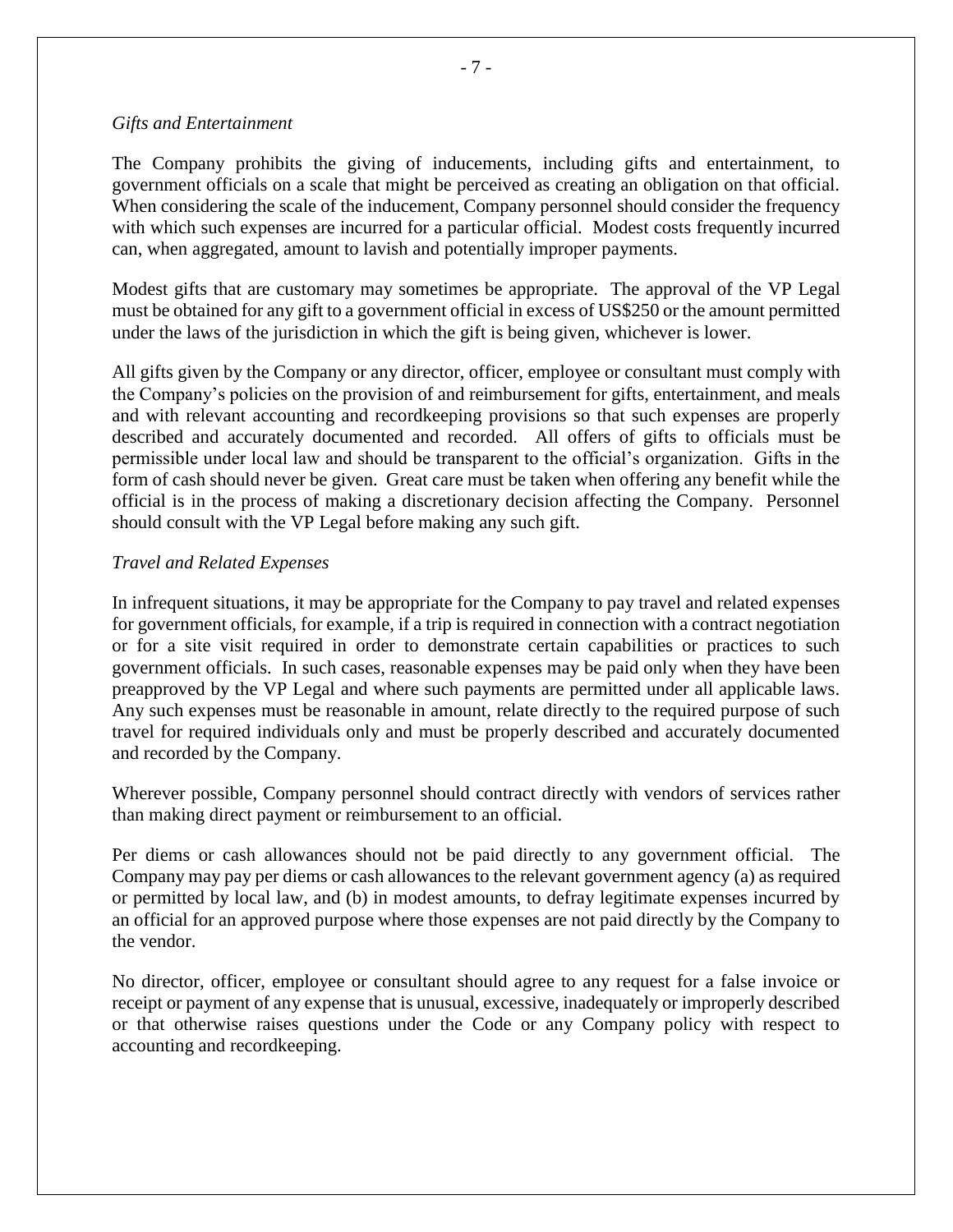*Gifts and Entertainment*

The Company prohibits the giving of inducements, including gifts and entertainment, to government officials on a scale that might be perceived as creating an obligation on that official. When considering the scale of the inducement, Company personnel should consider the frequency with which such expenses are incurred for a particular official. Modest costs frequently incurred can, when aggregated, amount to lavish and potentially improper payments.

Modest gifts that are customary may sometimes be appropriate. The approval of the VP Legal must be obtained for any gift to a government official in excess of US$250 or the amount permitted under the laws of the jurisdiction in which the gift is being given, whichever is lower.

All gifts given by the Company or any director, officer, employee or consultant must comply with the Company's policies on the provision of and reimbursement for gifts, entertainment, and meals and with relevant accounting and recordkeeping provisions so that such expenses are properly described and accurately documented and recorded. All offers of gifts to officials must be permissible under local law and should be transparent to the official's organization. Gifts in the form of cash should never be given. Great care must be taken when offering any benefit while the official is in the process of making a discretionary decision affecting the Company. Personnel should consult with the VP Legal before making any such gift.

*Travel and Related Expenses*

In infrequent situations, it may be appropriate for the Company to pay travel and related expenses for government officials, for example, if a trip is required in connection with a contract negotiation or for a site visit required in order to demonstrate certain capabilities or practices to such government officials. In such cases, reasonable expenses may be paid only when they have been preapproved by the VP Legal and where such payments are permitted under all applicable laws. Any such expenses must be reasonable in amount, relate directly to the required purpose of such travel for required individuals only and must be properly described and accurately documented and recorded by the Company.

Wherever possible, Company personnel should contract directly with vendors of services rather than making direct payment or reimbursement to an official.

Per diems or cash allowances should not be paid directly to any government official. The Company may pay per diems or cash allowances to the relevant government agency (a) as required or permitted by local law, and (b) in modest amounts, to defray legitimate expenses incurred by an official for an approved purpose where those expenses are not paid directly by the Company to the vendor.

No director, officer, employee or consultant should agree to any request for a false invoice or receipt or payment of any expense that is unusual, excessive, inadequately or improperly described or that otherwise raises questions under the Code or any Company policy with respect to accounting and recordkeeping.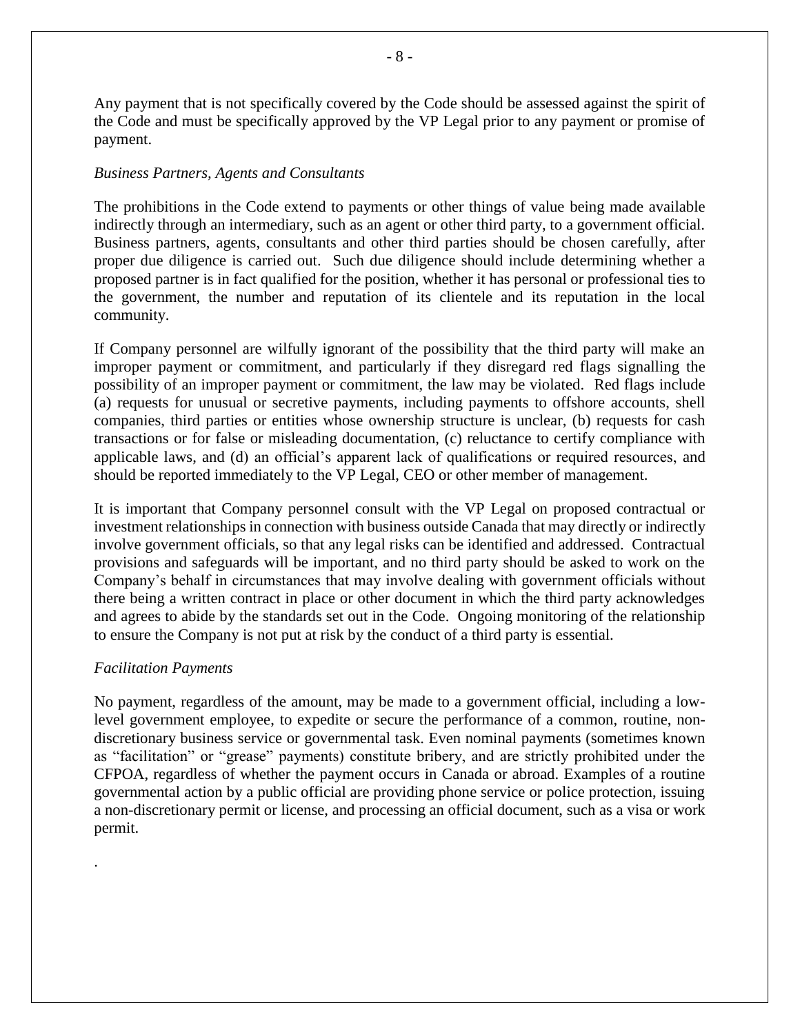Any payment that is not specifically covered by the Code should be assessed against the spirit of the Code and must be specifically approved by the VP Legal prior to any payment or promise of payment.

*Business Partners, Agents and Consultants*

The prohibitions in the Code extend to payments or other things of value being made available indirectly through an intermediary, such as an agent or other third party, to a government official. Business partners, agents, consultants and other third parties should be chosen carefully, after proper due diligence is carried out. Such due diligence should include determining whether a proposed partner is in fact qualified for the position, whether it has personal or professional ties to the government, the number and reputation of its clientele and its reputation in the local community.

If Company personnel are wilfully ignorant of the possibility that the third party will make an improper payment or commitment, and particularly if they disregard red flags signalling the possibility of an improper payment or commitment, the law may be violated. Red flags include (a) requests for unusual or secretive payments, including payments to offshore accounts, shell companies, third parties or entities whose ownership structure is unclear, (b) requests for cash transactions or for false or misleading documentation, (c) reluctance to certify compliance with applicable laws, and (d) an official's apparent lack of qualifications or required resources, and should be reported immediately to the VP Legal, CEO or other member of management.

It is important that Company personnel consult with the VP Legal on proposed contractual or investment relationships in connection with business outside Canada that may directly or indirectly involve government officials, so that any legal risks can be identified and addressed. Contractual provisions and safeguards will be important, and no third party should be asked to work on the Company's behalf in circumstances that may involve dealing with government officials without there being a written contract in place or other document in which the third party acknowledges and agrees to abide by the standards set out in the Code. Ongoing monitoring of the relationship to ensure the Company is not put at risk by the conduct of a third party is essential.

*Facilitation Payments*

No payment, regardless of the amount, may be made to a government official, including a low-level government employee, to expedite or secure the performance of a common, routine, non-discretionary business service or governmental task. Even nominal payments (sometimes known as "facilitation" or "grease" payments) constitute bribery, and are strictly prohibited under the CFPOA, regardless of whether the payment occurs in Canada or abroad. Examples of a routine governmental action by a public official are providing phone service or police protection, issuing a non-discretionary permit or license, and processing an official document, such as a visa or work permit.

.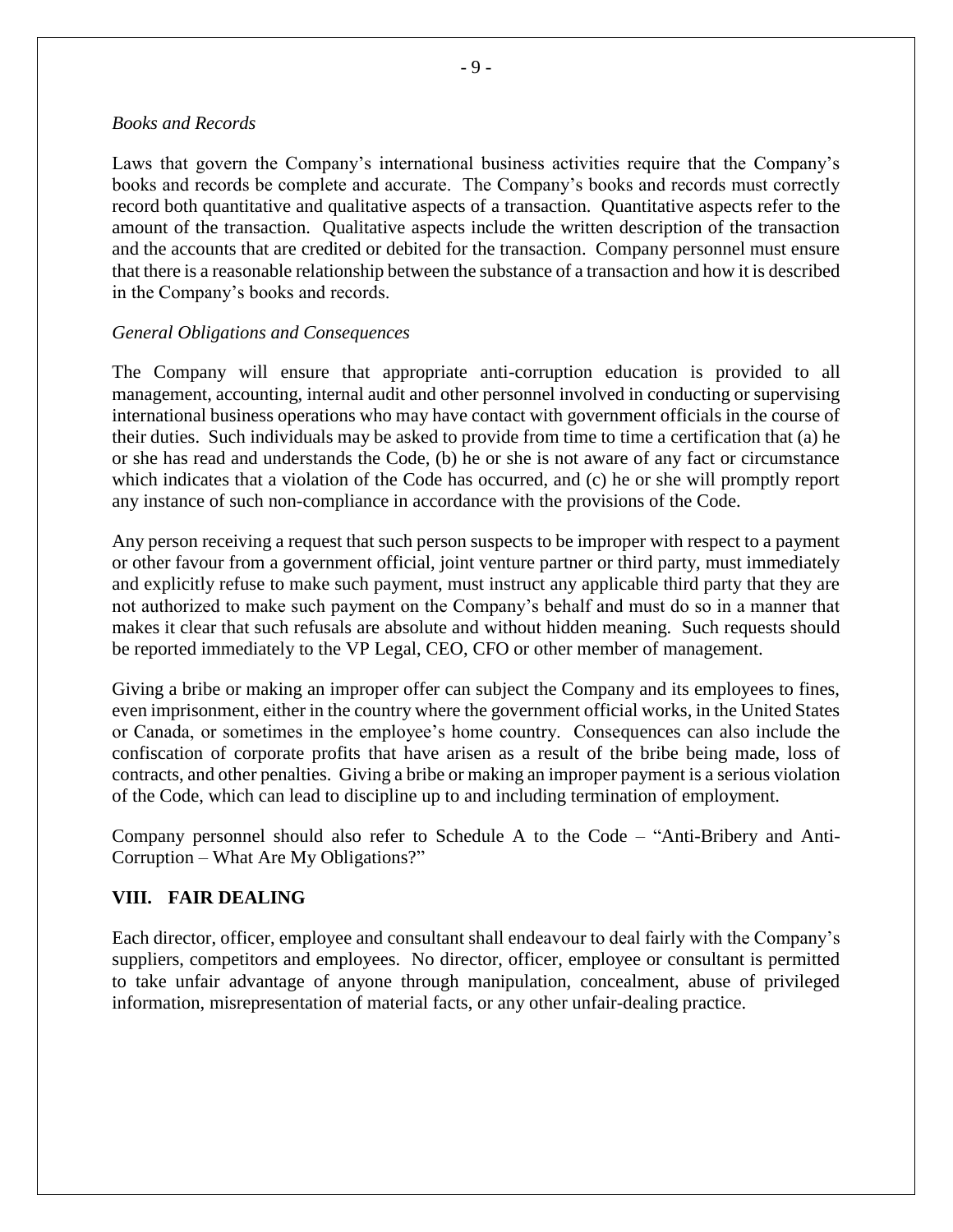*Books and Records*

Laws that govern the Company's international business activities require that the Company's books and records be complete and accurate. The Company's books and records must correctly record both quantitative and qualitative aspects of a transaction. Quantitative aspects refer to the amount of the transaction. Qualitative aspects include the written description of the transaction and the accounts that are credited or debited for the transaction. Company personnel must ensure that there is a reasonable relationship between the substance of a transaction and how it is described in the Company's books and records.

*General Obligations and Consequences*

The Company will ensure that appropriate anti-corruption education is provided to all management, accounting, internal audit and other personnel involved in conducting or supervising international business operations who may have contact with government officials in the course of their duties. Such individuals may be asked to provide from time to time a certification that (a) he or she has read and understands the Code, (b) he or she is not aware of any fact or circumstance which indicates that a violation of the Code has occurred, and (c) he or she will promptly report any instance of such non-compliance in accordance with the provisions of the Code.

Any person receiving a request that such person suspects to be improper with respect to a payment or other favour from a government official, joint venture partner or third party, must immediately and explicitly refuse to make such payment, must instruct any applicable third party that they are not authorized to make such payment on the Company's behalf and must do so in a manner that makes it clear that such refusals are absolute and without hidden meaning. Such requests should be reported immediately to the VP Legal, CEO, CFO or other member of management.

Giving a bribe or making an improper offer can subject the Company and its employees to fines, even imprisonment, either in the country where the government official works, in the United States or Canada, or sometimes in the employee's home country. Consequences can also include the confiscation of corporate profits that have arisen as a result of the bribe being made, loss of contracts, and other penalties. Giving a bribe or making an improper payment is a serious violation of the Code, which can lead to discipline up to and including termination of employment.

Company personnel should also refer to Schedule A to the Code – "Anti-Bribery and Anti-Corruption – What Are My Obligations?"

## VIII. FAIR DEALING

Each director, officer, employee and consultant shall endeavour to deal fairly with the Company's suppliers, competitors and employees. No director, officer, employee or consultant is permitted to take unfair advantage of anyone through manipulation, concealment, abuse of privileged information, misrepresentation of material facts, or any other unfair-dealing practice.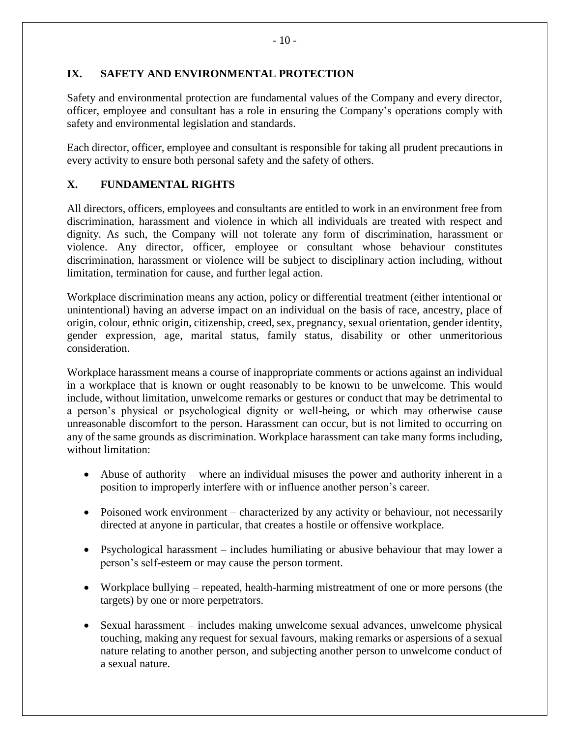## IX. SAFETY AND ENVIRONMENTAL PROTECTION

Safety and environmental protection are fundamental values of the Company and every director, officer, employee and consultant has a role in ensuring the Company's operations comply with safety and environmental legislation and standards.

Each director, officer, employee and consultant is responsible for taking all prudent precautions in every activity to ensure both personal safety and the safety of others.

## X. FUNDAMENTAL RIGHTS

All directors, officers, employees and consultants are entitled to work in an environment free from discrimination, harassment and violence in which all individuals are treated with respect and dignity. As such, the Company will not tolerate any form of discrimination, harassment or violence. Any director, officer, employee or consultant whose behaviour constitutes discrimination, harassment or violence will be subject to disciplinary action including, without limitation, termination for cause, and further legal action.

Workplace discrimination means any action, policy or differential treatment (either intentional or unintentional) having an adverse impact on an individual on the basis of race, ancestry, place of origin, colour, ethnic origin, citizenship, creed, sex, pregnancy, sexual orientation, gender identity, gender expression, age, marital status, family status, disability or other unmeritorious consideration.

Workplace harassment means a course of inappropriate comments or actions against an individual in a workplace that is known or ought reasonably to be known to be unwelcome. This would include, without limitation, unwelcome remarks or gestures or conduct that may be detrimental to a person's physical or psychological dignity or well-being, or which may otherwise cause unreasonable discomfort to the person. Harassment can occur, but is not limited to occurring on any of the same grounds as discrimination. Workplace harassment can take many forms including, without limitation:

- Abuse of authority – where an individual misuses the power and authority inherent in a position to improperly interfere with or influence another person's career.
- Poisoned work environment – characterized by any activity or behaviour, not necessarily directed at anyone in particular, that creates a hostile or offensive workplace.
- Psychological harassment – includes humiliating or abusive behaviour that may lower a person's self-esteem or may cause the person torment.
- Workplace bullying – repeated, health-harming mistreatment of one or more persons (the targets) by one or more perpetrators.
- Sexual harassment – includes making unwelcome sexual advances, unwelcome physical touching, making any request for sexual favours, making remarks or aspersions of a sexual nature relating to another person, and subjecting another person to unwelcome conduct of a sexual nature.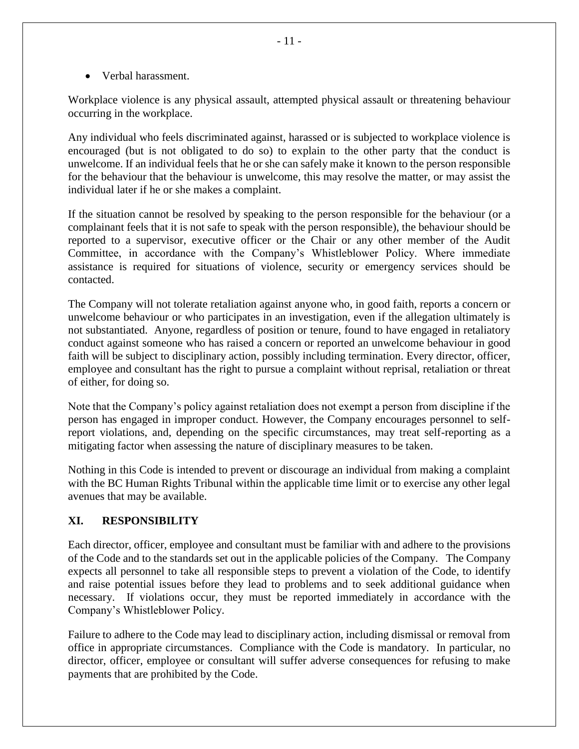- Verbal harassment.

Workplace violence is any physical assault, attempted physical assault or threatening behaviour occurring in the workplace.

Any individual who feels discriminated against, harassed or is subjected to workplace violence is encouraged (but is not obligated to do so) to explain to the other party that the conduct is unwelcome. If an individual feels that he or she can safely make it known to the person responsible for the behaviour that the behaviour is unwelcome, this may resolve the matter, or may assist the individual later if he or she makes a complaint.

If the situation cannot be resolved by speaking to the person responsible for the behaviour (or a complainant feels that it is not safe to speak with the person responsible), the behaviour should be reported to a supervisor, executive officer or the Chair or any other member of the Audit Committee, in accordance with the Company's Whistleblower Policy. Where immediate assistance is required for situations of violence, security or emergency services should be contacted.

The Company will not tolerate retaliation against anyone who, in good faith, reports a concern or unwelcome behaviour or who participates in an investigation, even if the allegation ultimately is not substantiated. Anyone, regardless of position or tenure, found to have engaged in retaliatory conduct against someone who has raised a concern or reported an unwelcome behaviour in good faith will be subject to disciplinary action, possibly including termination. Every director, officer, employee and consultant has the right to pursue a complaint without reprisal, retaliation or threat of either, for doing so.

Note that the Company's policy against retaliation does not exempt a person from discipline if the person has engaged in improper conduct. However, the Company encourages personnel to self-report violations, and, depending on the specific circumstances, may treat self-reporting as a mitigating factor when assessing the nature of disciplinary measures to be taken.

Nothing in this Code is intended to prevent or discourage an individual from making a complaint with the BC Human Rights Tribunal within the applicable time limit or to exercise any other legal avenues that may be available.

## XI. RESPONSIBILITY

Each director, officer, employee and consultant must be familiar with and adhere to the provisions of the Code and to the standards set out in the applicable policies of the Company. The Company expects all personnel to take all responsible steps to prevent a violation of the Code, to identify and raise potential issues before they lead to problems and to seek additional guidance when necessary. If violations occur, they must be reported immediately in accordance with the Company's Whistleblower Policy.

Failure to adhere to the Code may lead to disciplinary action, including dismissal or removal from office in appropriate circumstances. Compliance with the Code is mandatory. In particular, no director, officer, employee or consultant will suffer adverse consequences for refusing to make payments that are prohibited by the Code.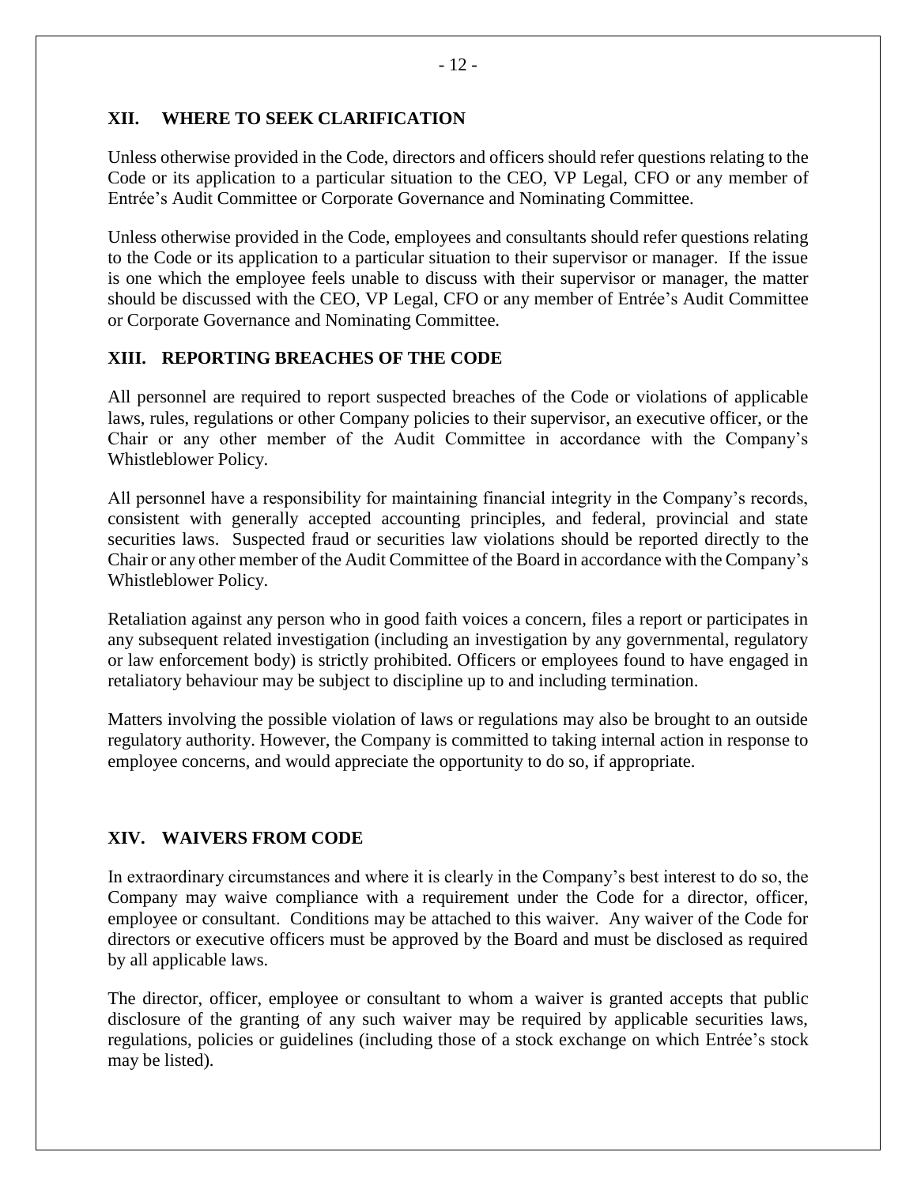## XII. WHERE TO SEEK CLARIFICATION

Unless otherwise provided in the Code, directors and officers should refer questions relating to the Code or its application to a particular situation to the CEO, VP Legal, CFO or any member of Entrée's Audit Committee or Corporate Governance and Nominating Committee.

Unless otherwise provided in the Code, employees and consultants should refer questions relating to the Code or its application to a particular situation to their supervisor or manager. If the issue is one which the employee feels unable to discuss with their supervisor or manager, the matter should be discussed with the CEO, VP Legal, CFO or any member of Entrée's Audit Committee or Corporate Governance and Nominating Committee.

## XIII. REPORTING BREACHES OF THE CODE

All personnel are required to report suspected breaches of the Code or violations of applicable laws, rules, regulations or other Company policies to their supervisor, an executive officer, or the Chair or any other member of the Audit Committee in accordance with the Company's Whistleblower Policy.

All personnel have a responsibility for maintaining financial integrity in the Company's records, consistent with generally accepted accounting principles, and federal, provincial and state securities laws. Suspected fraud or securities law violations should be reported directly to the Chair or any other member of the Audit Committee of the Board in accordance with the Company's Whistleblower Policy.

Retaliation against any person who in good faith voices a concern, files a report or participates in any subsequent related investigation (including an investigation by any governmental, regulatory or law enforcement body) is strictly prohibited. Officers or employees found to have engaged in retaliatory behaviour may be subject to discipline up to and including termination.

Matters involving the possible violation of laws or regulations may also be brought to an outside regulatory authority. However, the Company is committed to taking internal action in response to employee concerns, and would appreciate the opportunity to do so, if appropriate.

## XIV. WAIVERS FROM CODE

In extraordinary circumstances and where it is clearly in the Company's best interest to do so, the Company may waive compliance with a requirement under the Code for a director, officer, employee or consultant. Conditions may be attached to this waiver. Any waiver of the Code for directors or executive officers must be approved by the Board and must be disclosed as required by all applicable laws.

The director, officer, employee or consultant to whom a waiver is granted accepts that public disclosure of the granting of any such waiver may be required by applicable securities laws, regulations, policies or guidelines (including those of a stock exchange on which Entrée's stock may be listed).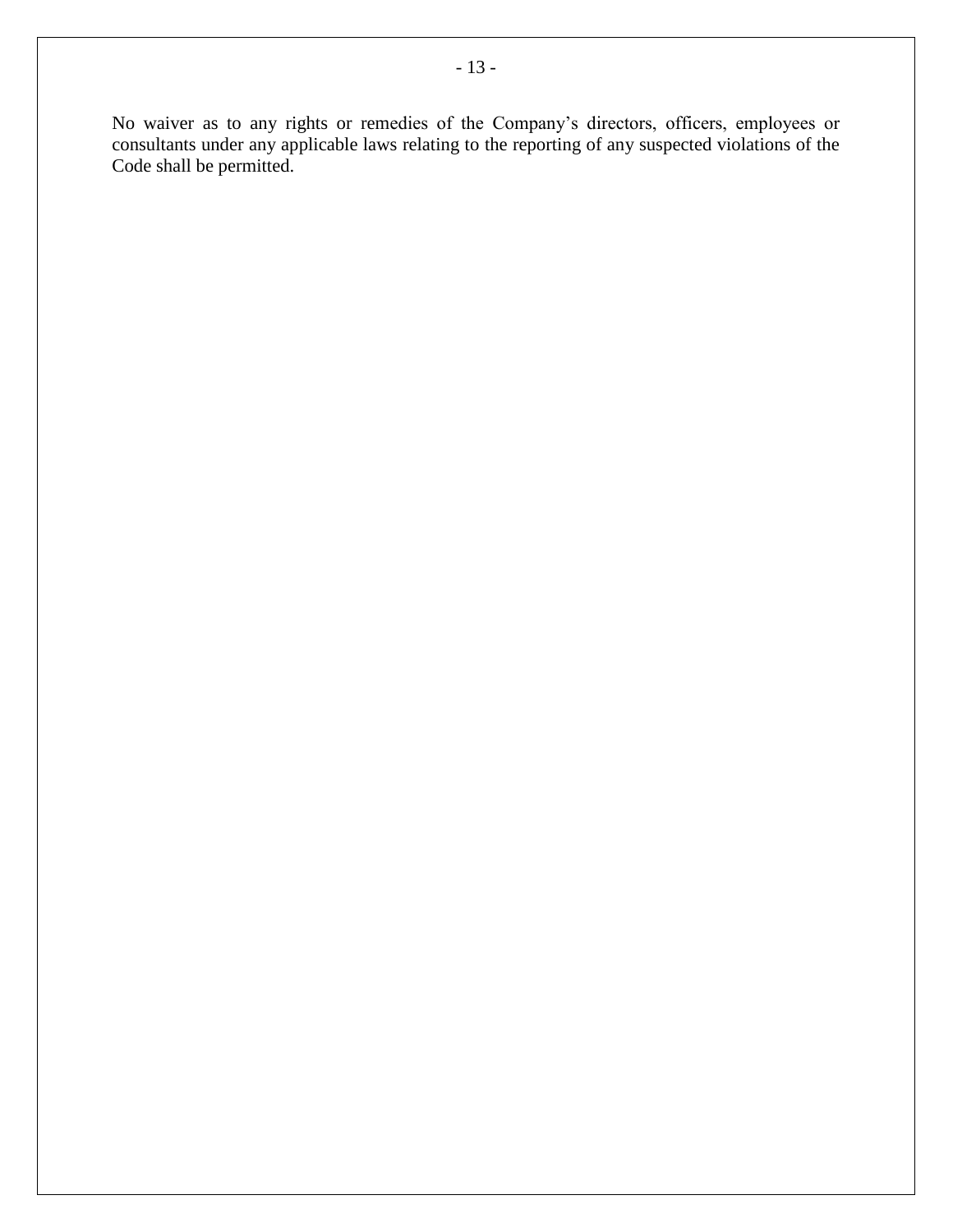No waiver as to any rights or remedies of the Company's directors, officers, employees or consultants under any applicable laws relating to the reporting of any suspected violations of the Code shall be permitted.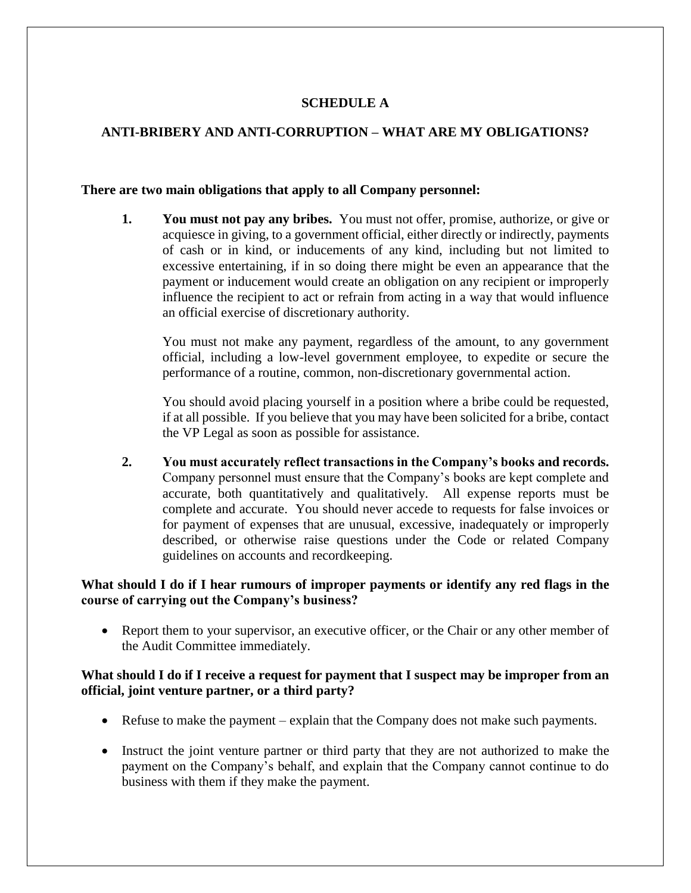## SCHEDULE A

## ANTI-BRIBERY AND ANTI-CORRUPTION – WHAT ARE MY OBLIGATIONS?

**There are two main obligations that apply to all Company personnel:**

1. **You must not pay any bribes.** You must not offer, promise, authorize, or give or acquiesce in giving, to a government official, either directly or indirectly, payments of cash or in kind, or inducements of any kind, including but not limited to excessive entertaining, if in so doing there might be even an appearance that the payment or inducement would create an obligation on any recipient or improperly influence the recipient to act or refrain from acting in a way that would influence an official exercise of discretionary authority.

   You must not make any payment, regardless of the amount, to any government official, including a low-level government employee, to expedite or secure the performance of a routine, common, non-discretionary governmental action.

   You should avoid placing yourself in a position where a bribe could be requested, if at all possible. If you believe that you may have been solicited for a bribe, contact the VP Legal as soon as possible for assistance.

2. **You must accurately reflect transactions in the Company's books and records.** Company personnel must ensure that the Company's books are kept complete and accurate, both quantitatively and qualitatively. All expense reports must be complete and accurate. You should never accede to requests for false invoices or for payment of expenses that are unusual, excessive, inadequately or improperly described, or otherwise raise questions under the Code or related Company guidelines on accounts and recordkeeping.

**What should I do if I hear rumours of improper payments or identify any red flags in the course of carrying out the Company's business?**

- Report them to your supervisor, an executive officer, or the Chair or any other member of the Audit Committee immediately.

**What should I do if I receive a request for payment that I suspect may be improper from an official, joint venture partner, or a third party?**

- Refuse to make the payment – explain that the Company does not make such payments.
- Instruct the joint venture partner or third party that they are not authorized to make the payment on the Company's behalf, and explain that the Company cannot continue to do business with them if they make the payment.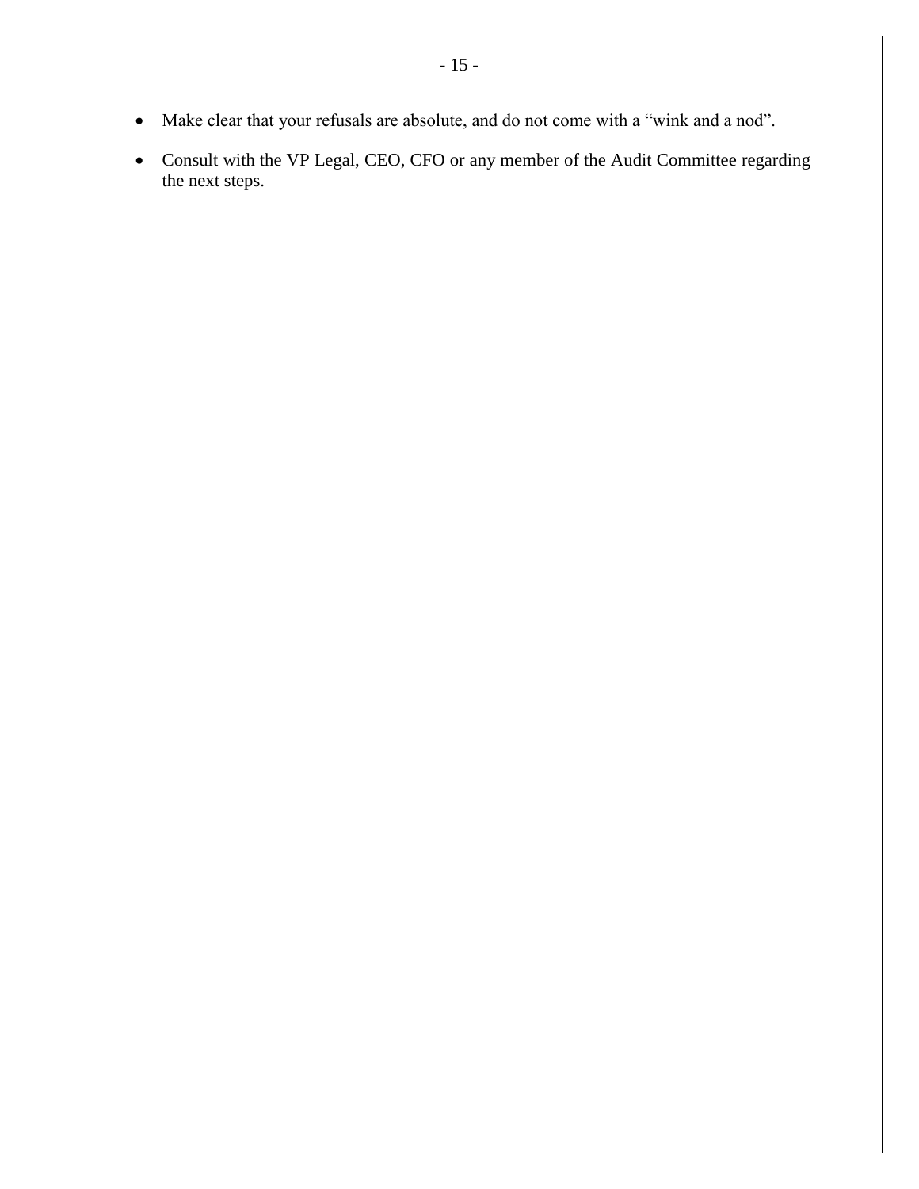- Make clear that your refusals are absolute, and do not come with a "wink and a nod".
- Consult with the VP Legal, CEO, CFO or any member of the Audit Committee regarding the next steps.